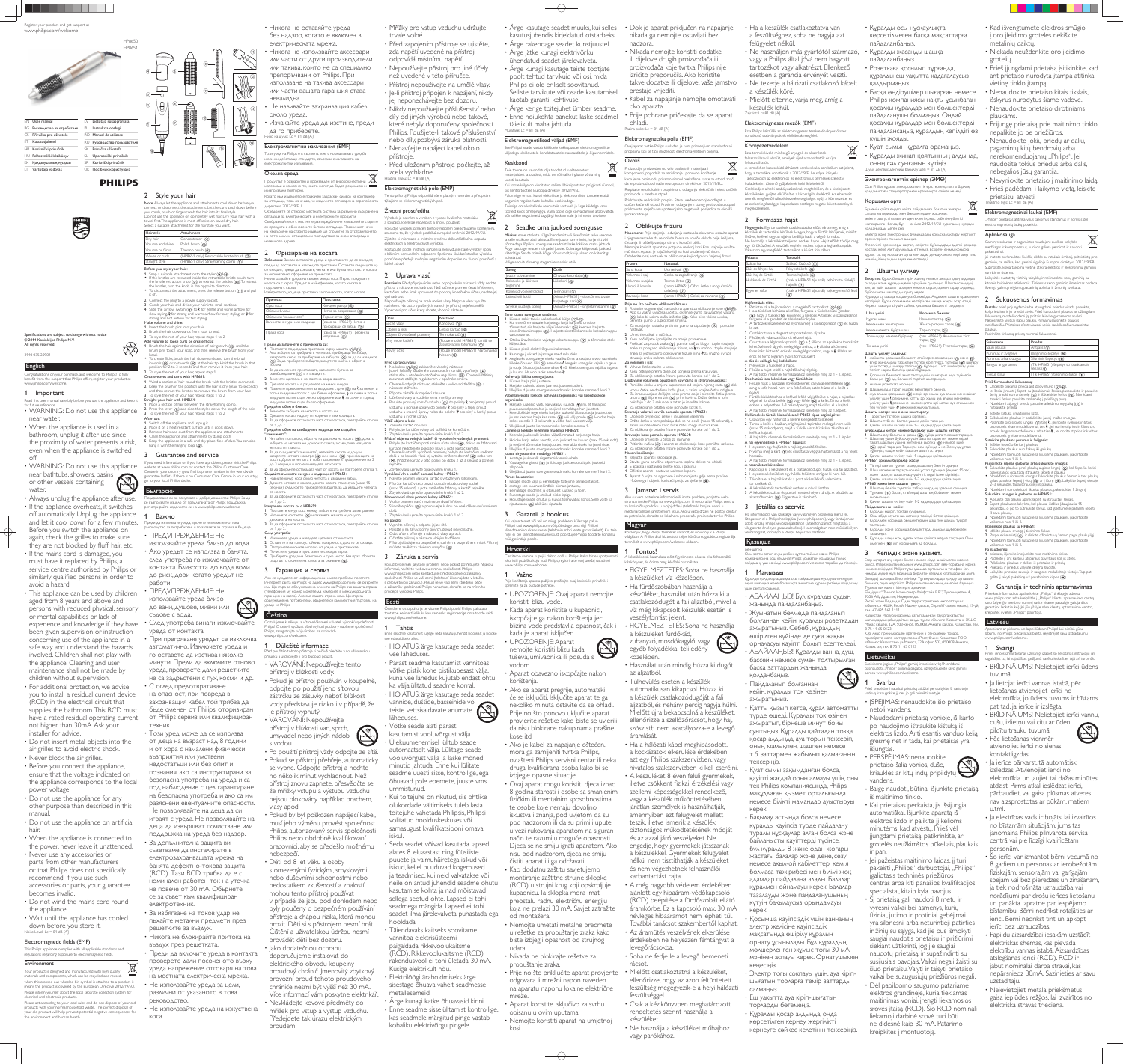Register your product and get support at
www.philips.com/welcome

HP8650
HP8651

| | | | |
|---|---|---|---|
| EN | User manual | LV | Lietotāja rokasgrāmata |
| BG | Ръководство на потребителя | PL | Instrukcja obsługi |
| CS | Příručka pro uživatele | RO | Manual de utilizare |
| ET | Kasutusjuhend | RU | Руководство пользователя |
| HR | Korisnički priručnik | SK | Príručka užívateľa |
| HU | Felhasználói kézikönyv | SL | Uporabniški priročnik |
| KK | Қолданушының нұсқасы | SR | Korisnički priručnik |
| LT | Vartotojo vadovas | UK | Посібник користувача |

PHILIPS

Specifications are subject to change without notice
© 2014 Koninklijke Philips N.V.
All rights reserved.

3140 035 20904

## English

Congratulations on your purchase, and welcome to Philips! To fully benefit from the support that Philips offers, register your product at www.philips.com/welcome.

### 1 Important

Read this user manual carefully before you use the appliance and keep it for future reference.

- WARNING: Do not use this appliance near water.
- When the appliance is used in a bathroom, unplug it after use since the proximity of water presents a risk, even when the appliance is switched off.
- WARNING: Do not use this appliance near bathtubs, showers, basins or other vessels containing water.
- Always unplug the appliance after use.
- If the appliance overheats, it switches off automatically. Unplug the appliance and let it cool down for a few minutes. Before you switch the appliance on again, check the grilles to make sure they are not blocked by fluff, hair, etc.
- If the mains cord is damaged, you must have it replaced by Philips, a service centre authorised by Philips or similarly qualified persons in order to avoid a hazard.
- This appliance can be used by children aged from 8 years and above and persons with reduced physical, sensory or mental capabilities or lack of experience and knowledge if they have been given supervision or instruction concerning the use of the appliance in a safe way and understand the hazards involved. Children shall not play with the appliance. Cleaning and user maintenance shall not be made by children without supervision.
- For additional protection, we advise you to install a residual current device (RCD) in the electrical circuit that supplies the bathroom. This RCD must have a rated residual operating current not higher than 30mA. Ask your installer for advice.
- Do not insert metal objects into the air grilles to avoid electric shock.
- Never block the air grilles.
- Before you connect the appliance, ensure that the voltage indicated on the appliance corresponds to the local power voltage.
- Do not use the appliance for any other purpose than described in this manual.
- Do not use the appliance on artificial hair.
- When the appliance is connected to the power, never leave it unattended.
- Never use any accessories or parts from other manufacturers or that Philips does not specifically recommend. If you use such accessories or parts, your guarantee becomes invalid.
- Do not wind the mains cord round the appliance.
- Wait until the appliance has cooled down before you store it.

Noise level: Lc = 81 dB [A]

#### Electromagnetic fields (EMF)

This Philips appliance complies with all applicable standards and regulations regarding exposure to electromagnetic fields.

#### Environment

Your product is designed and manufactured with high quality materials and components, which can be recycled and reused. When this crossed-out wheeled bin symbol is attached to a product it means the product is covered by the European Directive 2012/19/EU. Please inform yourself about the local separate collection system for electrical and electronic products. Please act according to your local rules and do not dispose of your old products with your normal household waste. The correct disposal of your old product will help prevent potential negative consequences for the environment and human health.

### 2 Style your hair

Note: Always let the appliance and attachments cool down before you connect or disconnect the attachments. Let the curls cool down before you comb, brush or finger-comb the hair into its final style.
Do not use the appliance on completely wet hair. Dry your hair with a towel first. The appliance is most effective on towel-dry hair.
Select a suitable attachment for the hairstyle you want.

| Hairstyle | Attachment |
|---|---|
| Dry hair | Concentrator (a) |
| Volume and shine | Hot brush (b) |
| Volume on roots | Thermo brush (c) |
| Waves or curls | (HP8651 only) Retractable bristle brush (d) |
| Straight style | (HP8651 only) Straightening comb (e) |

**Before you style your hair:**
1 Snap a suitable attachment onto the dryer (f).
- If the bristles are retracted inside the retractable bristle brush, turn the bristle retraction knob (g) to extract the bristles. To retract the bristles, turn the knob in the opposite direction.
- To disconnect the attachment, press the release button (h) and pull it off.

2 Connect the plug to a power supply socket.
3 Comb your hair and divide your hair into small sections.
4 Slide the airflow switch (i) to ✱ for gentle and warm airflow for slow styling, ■ for strong and warm airflow for easy styling, or ❄ for strong and hot airflow for fast styling.

**Make volume and shine:**
1 Insert the brush pins into your hair.
2 Brush the hair downwards from root to end.
3 To style the rest of your hair, repeat steps 1 to 2.

**Add volume to loose curls or create flicks:**
1 Brush the hair against the direction of hair growth (j) and hold the brush on your scalp and then remove the brush from your hair.
- To create flicks: brush the hair downwards and turn the brush outwards (k) or inwards (l) at the hair tip. Hold the brush in that position for 2 to 3 seconds and then remove it from your hair.

2 To style the rest of your hair, repeat step 1.

**Create waves and curls with HP8651:**
1 Wind a section of hair round the brush with the bristles extracted.
2 Keep the brush in this position until the hair is dry (max 15 seconds), and then retract the bristles to remove the brush from your hair.
3 To style the rest of your hair, repeat steps 1 to 2.

**Straight your hair with HP8651:**
1 Place a section of hair between the straightening comb.
2 Press the lever (m) and slide the hair down the length of the hair.
3 To style the rest of your hair, repeat step 1 to 2.

**After use:**
1 Switch off the appliance and unplug it.
2 Place it on a heat-resistant surface until it cools down.
3 Remove hairs and dust from the appliance and attachments.
4 Clean the appliance and attachments by damp cloth.
5 Keep the appliance in a safe and dry place, free of dust. You can also hang it with the hanging loop (n).

### 3 Guarantee and service

If you need information or if you have a problem, please visit the Philips website at www.philips.com or contact the Philips Customer Care Centre in your country (you find its phone number in the worldwide guarantee leaflet). If there is no Customer Care Centre in your country, go to your local Philips dealer.

## Български

Поздравяваме ви за покупката и добре дошли при Philips! За да се възползвате изцяло от предлаганата от Philips поддръжка, регистрирайте уреда си на www.philips.com/welcome.

### 1 Важно

Преди да използвате уреда, прочетете внимателно това ръководство за потребителя и го запазете за справка в бъдеще.

- ПРЕДУПРЕЖДЕНИЕ: Не използвайте уреда близо до вода.
- Ако уредът се използва в банята, след употреба го изключвайте от контакта. Близостта до вода води до риск, дори когато уредът не работи.
- ПРЕДУПРЕЖДЕНИЕ: Не използвайте уреда близо до вани, душове, мивки или съдове с вода.
- След употреба винаги изключвайте уреда от контакта.
- При прегряване уредът се изключва автоматично. Изключете уреда и го оставете да изстива няколко минути. Преди да включите отново уреда, проверете дали решетките не са задръстени с пух, косми и др.
- С оглед предотвратяване на опасност, при повреда в захранващия кабел той трябва да бъде сменен от Philips, оторизиран от Philips сервиз или квалифициран техник.
- Този уред може да се използва от деца на възраст над 8 години и от хора с намалени физически възприятия или умствени недостатъци или без опит и познания, ако са инструктирани за безопасна употреба на уреда и са под наблюдение с цел гарантиране на безопасна употреба и ако са разбрали евентуалните опасности. Не позволявайте на деца да си играят с уреда. Не позволявайте на деца да извършват почистване или поддръжка на уреда без надзор.
- За допълнителна защита ви съветваме да инсталирате в електрозахранващата мрежа на банята дефектно-токова защита (RCD). Тази RCD трябва да е с номинален работен ток на утечка не повече от 30 mA. Обърнете се за съвет към квалифициран електротехник.
- За избягване на токов удар не пъхайте метални предмети през решетките за въздух.
- Никога не блокирайте притока на въздух през решетката.
- Преди да включите уреда в контакта, проверете дали посоченото върху уреда напрежение отговаря на това на местната електрическа мрежа.
- Не използвайте уреда за цели, различни от указаните в това ръководство.
- Не използвайте уреда на изкуствена коса.
- Никога не оставяйте уреда без надзор, когато е включен в електрическата мрежа.
- Никога не използвайте аксесоари или части от други производители или такива, които не са специално препоръчани от Philips. При използване на такива аксесоари или части вашата гаранция става невалидна.
- Не навивайте захранващия кабел около уреда.
- Изчакайте уреда да изстине, преди да го приберете.

Ниво на шума: Lc = 81 dB [A]

#### Електромагнитни излъчвания (ЕМП)

#### Околна среда

### 2 Оформяне на косата

### 3 Гаранция и сервиз

## Čeština

Blahopřejeme vám k nákupu a vítáme vás mezi uživateli výrobků společnosti Philips! Chcete-li využívat všech výhod podpory nabízené společností Philips, zaregistrujte svůj výrobek na stránkách www.philips.com/welcome.

### 1 Důležité informace

Před použitím tohoto přístroje si pečlivě přečtěte tuto uživatelskou příručku a uschovejte ji pro budoucí použití.

- VAROVÁNÍ: Nepoužívejte tento přístroj v blízkosti vody.
- Pokud je přístroj používán v koupelně, odpojte po použití jeho síťovou zástrčku ze zásuvky, neboť blízkost vody představuje riziko i v případě, že je přístroj vypnutý.
- VAROVÁNÍ: Nepoužívejte přístroj v blízkosti van, sprch, umyvadel nebo jiných nádob s vodou.
- Po použití přístroj vždy odpojte ze sítě.
- Pokud se přístroj přehřeje, automaticky se vypne. Odpojte přístroj a nechte ho několik minut vychladnout. Než přístroj znovu zapnete, přesvědčte se, že mřížky vstupu a výstupu vzduchu nejsou blokovány nahromaděným prachem, vlasy apod.
- Pokud by byl poškozen napájecí kabel, musí jeho výměnu provést společnost Philips, autorizovaný servis společnosti Philips nebo obdobně kvalifikovaní pracovníci, aby se předešlo možným nebezpečím.
- Děti od 8 let věku a osoby s omezenými fyzickými, smyslovými nebo duševními schopnostmi nebo nedostatkem zkušeností a znalostí mohou tento přístroj používat v případě, že jsou pod dohledem nebo byly poučeny o bezpečném používání přístroje a chápou rizika, která mohou hrozit. Děti si s přístrojem nesmí hrát. Čištění a uživatelskou údržbu nesmí provádět děti bez dozoru.
- Jako dodatečnou ochranu doporučujeme instalovat do elektrického obvodu koupelny proudový chránič. Jmenovitý zbytkový provozní proud tohoto proudového chrániče nesmí být vyšší než 30 mA. Více informací vám poskytne elektrikář.
- Nevkládejte kovové předměty do mřížek pro vstup vzduchu, předejdete tak úrazu elektrickým proudem.
- Mřížky pro vstup vzduchu udržujte trvale volné.
- Před zapojením přístroje se ujistěte, zda napětí uvedené na přístroji odpovídá místnímu napětí.
- Nepoužívejte přístroj pro jiné účely než uvedené v této příručce.
- Přístroj nepoužívejte na umělé vlasy.
- Je-li přístroj připojen k napájení, nikdy jej neponechávejte bez dozoru.
- Nikdy nepoužívejte příslušenství nebo díly od jiných výrobců nebo takové, které nebyly doporučeny společností Philips. Použijete-li takové příslušenství nebo díly, pozbývá záruka platnosti.
- Nenavíjejte napájecí kabel okolo přístroje.
- Před uložením přístroje počkejte, až zcela vychladne.

Hladina hluku: Lc = 81 dB [A]

#### Elektromagnetická pole (EMP)

#### Životní prostředí

### 2 Úprava vlasů

### 3 Záruka a servis

## Eesti

Õnnitleme teid ostu puhul ja tervitame Philipsi poolt! Philipsi pakutava tootetoe täielikuks kasutamiseks registreerige oma toode lehel www.philips.com/welcome.

### 1 Tähtis

Enne seadme kasutamist lugege see kasutusjuhend hoolikalt läbi ja hoidke see edaspidiseks alles.

- HOIATUS: ärge kasutage seda seadet vee lähedal.
- Pärast seadme kasutamist vannitoas võtke pistik kohe pistikupesast välja, kuna vee lähedus kujutab endast ohtu ka väljalülitatud seadme korral.
- HOIATUS: ärge kasutage seda seadet vannide, duššide, basseinide või teiste veenõude läheduses.
- Võtke seade alati pärast kasutamist vooluvõrgust välja.
- Ülekuumenemisel lülitub seade automaatselt välja. Lülitage seade vooluvõrgust välja ja laske mõned minutid jahtuda. Enne kui lülitate seadme uuesti sisse, kontrollige, ega õhuavad pole ebemete, juuste vms ummistunud.
- Kui toitejuhe on rikutud, siis ohtlike olukordade vältimiseks tuleb lasta toitejuhe vahetada Philipsis, Philipsi volitatud hoolduskeskuses või samasugust kvalifikatsiooni omaval isikul.
- Seda seadet võivad kasutada lapsed alates 8. eluaastast ning füüsiliste puuete ja vaimuhäiretega isikud või isikud, kellel puuduvad kogemused ja teadmised, kui neid valvatakse või neile on antud juhendid seadme ohutu kasutamise kohta ja nad mõistavad sellega seotud ohte. Lapsed ei tohi seadmega mängida. Lapsed ei tohi seadet ilma järelevalveta puhastada ega hooldada.
- Täiendavaks kaitseks soovitame vannitoa elektrisüsteemi paigaldada rikkevoolukaitsme (RCD). Rikkevoolukaitsme (RCD) rakendusvool ei tohi ületada 30 mA. Küsige elektrikult nõu.
- Elektrilöögi ärahoidmiseks ärge sisestage õhuava vahelt seadmesse metallesemeid.
- Ärge kunagi katke õhuavaid kinni.
- Enne seadme sisselülitamist kontrollige, kas seadmele märgitud pinge vastab kohaliku elektrivõrgu pingele.
- Ärge kasutage seadet muuks, kui selles kasutusjuhendis kirjeldatud otstarbeks.
- Ärge rakendage seadet kunstjuustel.
- Ärge jätke kunagi elektrivõrku ühendatud seadet järelevalveta.
- Ärge kunagi kasutage teiste tootjate poolt tehtud tarvikuid või osi, mida Philips ei ole eriliselt soovitanud. Selliste tarvikute või osade kasutamisel kaotab garantii kehtivuse.
- Ärge kerige toitejuhet ümber seadme.
- Enne hoiukohta panekut laske seadmel täielikult maha jahtuda.

Müratase: Lc = 81 dB [A]

#### Elektromagnetilised väljad (EMF)

#### Keskkond

### 2 Seadme oma juuksed soengusse

### 3 Garantii ja hooldus

## Hrvatski

Čestitamo vam na kupnji i dobro došli u Philips! Kako biste u potpunosti iskoristili podršku koju nudi Philips, registrirajte svoj proizvod na www.philips.com/welcome.

### 1 Važno

Prije korištenja aparata pažljivo pročitajte ovaj korisnički priručnik i spremite ga za buduće potrebe.

- UPOZORENJE: Ovaj aparat nemojte koristiti blizu vode.
- Kada aparat koristite u kupaonici, iskopčajte ga nakon korištenja jer blizina vode predstavlja opasnost, čak i kada je aparat isključen.
- UPOZORENJE: Aparat nemojte koristiti blizu kada, tuševa, umivaonika ili posuda s vodom.
- Aparat obavezno iskopčajte nakon korištenja.
- Ako se aparat pregrije, automatski će se isključiti. Isključite aparat te ga nekoliko minuta ostavite da se ohladi. Prije no što ponovno uključite aparat provjerite rešetke kako biste se uvjerili da nisu blokirane nakupinama prašine, kose itd.
- Ako je kabel za napajanje oštećen, mora ga zamijeniti tvrtka Philips, ovlašteni Philips servisni centar ili neka druga kvalificirana osoba kako bi se izbjegle opasne situacije.
- Ovaj aparat mogu koristiti djeca iznad 8 godina starosti i osobe sa smanjenim fizičkim ili mentalnim sposobnostima te osobe koje nemaju dovoljno iskustva i znanja, pod uvjetom da su pod nadzorom ili da su primili upute u vezi rukovanja aparatom na siguran način te razumiju moguće opasnosti. Djeca se ne smiju igrati aparatom. Ako nisu pod nadzorom, djeca ne smiju čistiti aparat ili ga održavati.
- Kao dodatnu zaštitu savjetujemo montiranje zaštitne strujne sklopke (RCD) u strujni krug koji opskrbljuje kupaonicu. Ta sklopka mora imati preostalu radnu električnu energiju od najviše 30 mA. Savjet zatražite od montažera.
- Nemojte umetati metalne predmete u rešetke za propuštanje zraka kako biste izbjegli opasnost od strujnog udara.
- Nikada ne blokirajte rešetke za propuštanje zraka.
- Prije no što priključite aparat provjerite odgovara li mrežni napon naveden na aparatu naponu lokalne električne mreže.
- Aparat koristite isključivo za svrhu opisanu u ovim uputama.
- Nemojte koristiti aparat na umjetnoj kosi.
- Dok je aparat priključen na napajanje, nikada ga nemojte ostavljati bez nadzora.
- Nikada nemojte koristiti dodatke ili dijelove drugih proizvođača ili proizvođača koje tvrtka Philips nije izričito preporučila. Ako koristite takve dodatke ili dijelove, vaše jamstvo prestaje vrijediti.
- Kabel za napajanje nemojte omotavati oko aparata.
- Prije pohrane pričekajte da se aparat ohladi.

Razina buke: Lc = 81 dB [A]

#### Elektromagnetska polja (EMF)

#### Okoliš

### 2 Oblikujte frizuru

### 3 Jamstvo i servis

## Magyar

Köszönjük, hogy Philips terméket vásárolt, és üdvözöljük a Philips világában! A Philips által biztosított teljes körű támogatáshoz regisztrálja termékét a www.philips.com/welcome oldalon.

### 1 Fontos!

A készülék első használata előtt figyelmesen olvassa el a felhasználói kézikönyvet, és őrizze meg későbbi használatra.

- FIGYELMEZTETÉS: Soha ne használja a készüléket víz közelében.
- Ha fürdőszobában használja a készüléket, használat után húzza ki a csatlakozódugót a fali aljzatból, mivel a víz még kikapcsolt készülék esetén is veszélyforrást jelent.
- FIGYELMEZTETÉS: Soha ne használja a készüléket fürdőkád, zuhanyzó, mosdókagyló, vagy egyéb folyadékkal teli edény közelében.
- Használat után mindig húzza ki dugót az aljzatból.
- Túlhevülés esetén a készülék automatikusan kikapcsol. Húzza ki a készülék csatlakozódugóját a fali aljzatból, és néhány percig hagyja hűlni. Mielőtt újra bekapcsolná a készüléket, ellenőrizze a szellőzőrácsot, hogy nem tömítette-e el szösz, haj, stb.
- Ha a hálózati kábel meghibásodott, a kockázatok elkerülése érdekében azt egy Philips szakszervizben, vagy hivatalos szakszervizben ki kell cseréltetni.
- A készüléket 8 évesnél idősebb gyermekek, illetve csökkent fizikai, érzékelési vagy szellemi képességekkel rendelkező, vagy a készülék működtetésében járatlan személyek is használhatják, amennyiben ezt felügyelet mellett teszik, illetve ismerik a készülék biztonságos működtetésének módját és az azzal járó veszélyeket. Ne engedje, hogy gyermekek játsszanak a készülékkel. Gyermekek felügyelet nélkül nem tisztíthatják a készüléket és nem végezhetnek felhasználói karbantartást rajta.
- A még nagyobb védelem érdekében ajánlott egy hibaáram-védőkapcsoló (RCD) beépítése a fürdőszobát ellátó áramkörbe. Ez a kapcsoló max. 30 mA névleges hibaáramot nem lépheti túl. További tanácsot szakembertől kaphat.
- Az áramütés veszélyének elkerülése érdekében ne helyezzen fémtárgyat a levegőrácsokba.
- Soha ne fedje le a levegő bemeneti rácsot.
- Mielőtt csatlakoztatná a készüléket, ellenőrizze, hogy az ezen feltüntetett feszültség megegyezik-e a helyi hálózati feszültséggel.
- Csak a kézikönyvben meghatározott rendeltetés szerint használja a készüléket.
- Ne használja a készüléket műhajhoz vagy parókához.
- Ha a készülék csatlakoztatva van a feszültséghez, soha ne hagyja azt felügyelet nélkül.
- Ne használjon más gyártótól származó, vagy a Philips által jóvá nem hagyott tartozékot vagy alkatrészt. Ellenkező esetben a garancia érvényét veszti.
- Ne tekerje a hálózati csatlakozó kábelt a készülék köré.
- Mielőtt eltenné, várja meg, amíg a készülék lehűl.

Zajszint: Lc = 81 dB [A]

#### Elektromágneses mezők (EMF)

#### Környezetvédelem

### 2 Formázza haját

### 3 Jótállás és szerviz

## Қазақша

Сатып алған өніміңізбен құттықтаймыз және Philips компаниясына қош келдіңіз! Philips ұсынатын қолдауды толығымен пайдалану үшін өнімді www.philips.com/welcome торабында тіркеңіз.

### 1 Маңызды

Құралды қолданбас бұрын осы пайдаланушы нұсқаулығын мұқият оқып шығыңыз және болашақта анықтама ретінде пайдалану үшін сақтап қойыңыз.

- АБАЙЛАҢЫЗ! Бұл құралды судың жанында пайдаланбаңыз.
- Жуынатын бөлмеде пайдаланып болғаннан кейін, құралды розеткадан ажыратыңыз. Себебі, құралдың өшірулі күйінде де суға жақын орналасуы қауіпті болып есептеледі.
- АБАЙЛАҢЫЗ! Құралды ванна, душ, бассейн немесе суы толтырылған басқа ыдыстардың жанында қолданбаңыз.
- Пайдаланып болғаннан кейін, құралды тоқ көзінен ажыратыңыз.
- Қатты қызып кетсе, құрал автоматты түрде өшеді. Құралды тоқ көзінен ажыратып, бірнеше минут бойы суытыңыз. Құралды қайтадан тоққа қосар алдында ауа торын тексеріп, оның мамықпен, шашпен немесе т.б. заттармен жабылып қалмағанын тексеріңіз.
- Қуат сымы зақымданған болса, қауіпті жағдай орын алмауы үшін, оны тек Philips компаниясы, Philips мақұлдаған қызмет орталығы немесе білікті мамандар ауыстыруы керек.

#### Электромагниттік өрістер (ЭМӨ)

#### Қоршаған орта

### 2 Шашты үлгілеу

### 3 Кепілдік және қызмет

## Lietuviškai

Sveikiname įsigijus „Philips" gaminį ir sveiki atvykę! Norėdami pasinaudoti „Philips" siūloma pagalba, užregistruokite savo gaminį adresu www.philips.com/welcome.

### 1 Svarbu

Prieš pradėdami naudoti prietaisą atidžiai perskaitykite šį vartotojo vadovą ir saugokite jį, nes jo gali prireikti ateityje.

- ĮSPĖJIMAS: nenaudokite šio prietaiso netoli vandens.
- Naudodami prietaisą vonioje, iš karto po naudojimo ištraukite kištuką iš elektros lizdo. Arti esantis vanduo kelia grėsmę net ir tada, kai prietaisas yra išjungtas.
- PERSPĖJIMAS: nenaudokite prietaiso šalia vonios, dušo, kriauklės ar kitų indų, pripildytų vandens.
- Baigę naudoti, būtinai išjunkite prietaisą iš maitinimo tinklo.
- Kai prietaisas perkaista, jis išsijungia automatiškai. Išjunkite aparatą iš elektros lizdo ir palikite jį keletui minučių, kad atvėstų. Prieš vėl įjungdami prietaisą, patikrinkite, ar grotelės neužkimštos pūkeliais, plaukais ir pan.
- Jei pažeistas maitinimo laidas, jį turi pakeisti „Philips" darbuotojai, „Philips" įgaliotas techninės priežiūros centras arba kiti panašios kvalifikacijos specialistai, kitaip kyla pavojus.
- Šį prietaisą gali naudoti 8 metų ir vyresni vaikai bei asmenys, kurių fiziniai, jutimo ir protiniai gebėjimai yra silpnesni, arba neturintieji patirties ir žinių su sąlyga, kad jie bus išmokyti saugiai naudotis prietaisu ir prižiūrimi siekiant užtikrinti, jog jie saugiai naudotų prietaisą, ir supažindinti su susijusiais pavojais. Vaikai negali žaisti su šiuo prietaisu. Valyti ir taisyti prietaiso vaikai be suaugusiųjų priežiūros negali.
- Dėl papildomo saugumo patariame elektros grandinėje, kuria tiekiama maitinimas vonioje, įrengti liekamosios srovės įtaisą (RCD). Šio RCD nominali liekamoji darbinė srovė turi būti ne didesnė kaip 30 mA. Patarimo kreipkitės į montuotoją.
- Kad išvengtumėte elektros smūgio, į oro įleidimo groteles nekiškite metalinių daiktų.
- Niekada neuždenkite oro įleidimo grotelių.
- Prieš įjungdami prietaisą įsitikinkite, kad ant prietaiso nurodyta įtampa atitinka vietinę tinklo įtampą.
- Nenaudokite prietaiso kitais tikslais, išskyrus nurodytus šiame vadove.
- Nenaudokite prietaiso dirbtiniams plaukams.
- Prijungę prietaisą prie maitinimo tinklo, nepalikite jo be priežiūros.
- Nenaudokite jokių priedų ar dalių, pagamintų kitų bendrovių arba nerekomenduojamų „Philips". Jei naudosite tokius priedus arba dalis, nebegalios jūsų garantija.
- Nevyniokite prietaiso į maitinimo laidą.
- Prieš padėdami į laikymo vietą, leiskite prietaisui atvėsti.

Triukšmo lygis: Lc = 81 dB [A]

#### Elektromagnetiniai laukai (EML)

#### Aplinkosauga

### 2 Šukuosenos formavimas

### 3 Garantija ir techninis aptarnavimas

## Latviešu

Apsveicam ar pirkumu un laipni lūdzam Philips! Lai pilnībā gūtu labumu no Philips piedāvātā atbalsta, reģistrējiet savu ierīci vietnē www.philips.com/welcome.

### 1 Svarīgi

Pirms ierīces izmantošanas uzmanīgi izlasiet šo lietotāja rokasgrāmatu un saglabājiet to, lai vajadzības gadījumā varētu ieskatīties tajā arī turpmāk.

- BRĪDINĀJUMS! Nelietojiet ierīci ūdens tuvumā.
- Ja lietojat ierīci vannas istabā, pēc lietošanas atvienojiet ierīci no elektrotīkla, jo ūdens tuvums ir bīstams pat tad, ja ierīce ir izslēgta.
- BRĪDINĀJUMS! Nelietojiet ierīci vannu, dušu, izlietņu vai citu ar ūdeni pildītu trauku tuvumā.
- Pēc lietošanas vienmēr atvienojiet ierīci no sienas kontaktligzdas.
- Ja ierīce pārkarst, tā automātiski izslēdzas. Atvienojiet ierīci no elektrotīkla un ļaujiet tai dažas minūtes atdzist. Pirms atkal ieslēdzat ierīci, pārbaudiet, vai gaisa plūsmas atveres nav aizsprostotas ar pūkām, matiem u.c.
- Ja elektrības vads ir bojāts, lai izvairītos no bīstamām situācijām, jums tas jānomaina Philips pilnvarotā servisa centrā vai pie līdzīgi kvalificētām personām.
- Šo ierīci var izmantot bērni vecumā no 8 gadiem un personas ar ierobežotām fiziskajām, sensorajām vai garīgajām spējām vai bez pieredzes un zināšanām, ja tiek nodrošināta uzraudzība vai norādījumi par drošu ierīces lietošanu un panākta izpratne par iespējamo bīstamību. Bērni nedrīkst rotaļāties ar ierīci. Bērni nedrīkst tīrīt un apkopt ierīci bez uzraudzības.
- Papildu aizsardzībai iesakām uzstādīt elektriskās shēmas, kas piegādā elektrību vannas istabā, atlikušās strāvas ierīci (RCD). RCD ir jābūt nominālai darba strāvai, kas nepārsniedz 30mA. Sazinieties ar savu uzstādītāju.
- Neievietojiet metāla priekšmetus gaisa režģos, lai izvairītos no elektriskā strāvas trieciena.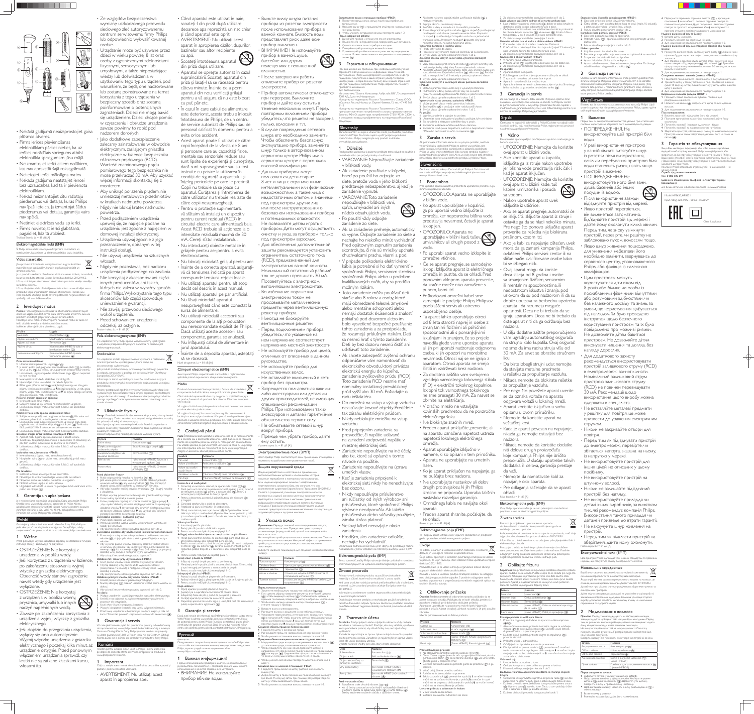- Nekādā gadījumā neaizsprostojiet gaisa plūsmas atveres.
- Pirms ierīces pievienošanas elektrotīklam pārliecinieties, ka uz ierīces norādītais spriegums atbilst elektrotīkla spriegumam jūsu mājā.
- Neizmantojiet ierīci citiem nolūkiem, kas nav aprakstīti šajā rokasgrāmatā.
- Nelietojiet ierīci mākslīgos matos.
- Nekādā gadījumā neatstājiet ierīci bez uzraudzības, kad tā ir pievienota elektrotīklam.
- Nekad neizmantojiet citu ražotāju piederumus vai detaļas, kuras Philips nav īpaši ieteicis. Ja izmantojat šādus piederumus vai detaļas, garantija vairs nav spēkā.
- Netiniet elektrības vadu ap ierīci.
- Pirms novietojat ierīci glabāšanā, pagaidiet, līdz tā atdzisīs.

Trokšņa līmenis: Lc = 81 dB [A]

### Elektromagnētiskie lauki (EMF)

### Vides aizsardzība

## 2 Ieveidojiet matus

## 3 Garantija un apkalpošana

# Polski

## 1 Ważne

- OSTRZEŻENIE: Nie korzystaj z urządzenia w pobliżu wody.
- Jeśli korzystasz z urządzenia w łazience, po zakończeniu stosowania wyjmij wtyczkę z gniazdka elektrycznego. Obecność wody stanowi zagrożenie nawet wtedy, gdy urządzenie jest wyłączone.
- OSTRZEŻENIE: Nie korzystaj z urządzenia w pobliżu wanny, prysznica, umywalki lub innych naczyń napełnionych wodą.
- Zawsze po zakończeniu korzystania z urządzenia wyjmij wtyczkę z gniazdka elektrycznego.
- Jeśli dojdzie do przegrzania urządzenia, wyłączy się ono automatycznie. Wyjmij wtyczkę urządzenia z gniazdka elektrycznego i pozostaw je na kilka minut, aż ostygnie. Przed ponownym włączeniem urządzenia sprawdź, czy kratki wlotu powietrza nie są zatkane kłaczkami kurzu, włosami itp.
- Ze względów bezpieczeństwa wymianę uszkodzonego przewodu sieciowego zlecaj autoryzowanemu centrum serwisowemu firmy Philips lub odpowiednio wykwalifikowanej osobie.
- Urządzenie może być używane przez dzieci w wieku powyżej 8 lat oraz osoby z ograniczonymi zdolnościami fizycznymi, sensorycznymi lub umysłowymi, a także nieposiadające wiedzy lub doświadczenia w użytkowaniu tego typu urządzeń, pod warunkiem, że będą one nadzorowane lub zostaną poinstruowane na temat korzystania z tego urządzenia w bezpieczny sposób oraz zostaną poinformowane o potencjalnych zagrożeniach. Dzieci nie mogą bawić się urządzeniem. Dzieci chcące pomóc w czyszczeniu i obsłudze urządzenia zawsze powinny to robić pod nadzorem dorosłych.
- Jako dodatkowe zabezpieczenie zalecamy zainstalowanie w obwodzie elektrycznym, zasilającym gniazdka elektryczne w łazience, bezpiecznika różnicowo-prądowego (RCD). Wartość znamionowego prądu pomiarowego tego bezpiecznika nie może przekraczać 30 mA. Aby uzyskać więcej informacji, skontaktuj się z monterem.
- Aby uniknąć porażenia prądem, nie umieszczaj metalowych przedmiotów w kratkach nadmuchu powietrza.
- Nigdy nie blokuj kratek nadmuchu powietrza.
- Przed podłączeniem urządzenia upewnij się, że napięcie podane na urządzeniu jest zgodne z napięciem w domowej instalacji elektrycznej.
- Urządzenia używaj zgodnie z jego przeznaczeniem, opisanym w tej instrukcji obsługi.
- Nie używaj urządzenia na sztucznych włosach.
- Nigdy nie pozostawiaj bez nadzoru urządzenia podłączonego do zasilania.
- Nie korzystaj z akcesoriów ani części innych producentów, ani takich, których nie zaleca w wyraźny sposób firma Philips. Wykorzystanie tego typu akcesoriów lub części spowoduje unieważnienie gwarancji.
- Nie zawijaj przewodu sieciowego wokół urządzenia.
- Przed schowaniem urządzenia odczekaj, aż ostygnie.

Poziom hałasu: Lc = 81 dB [A]

### Pola elektromagnetyczne (EMF)

### Środowisko

## 2 Układanie fryzury

## 3 Gwarancja i serwis

# Română

## 1 Important

- AVERTISMENT: Nu utilizați acest aparat în apropierea apei.
- Când aparatul este utilizat în baie, scoateți-l din priză după utilizare deoarece apa prezintă un risc chiar și când aparatul este oprit.
- AVERTISMENT: Nu utilizați acest aparat în apropierea căzilor, dușurilor, bazinelor sau altor recipiente cu apă.
- Scoateți întotdeauna aparatul din priză după utilizare.
- Aparatul se oprește automat în cazul supraîncălzirii. Scoateți aparatul din priză și lăsați-l să se răcească pentru câteva minute. Înainte de a porni aparatul din nou, verificați grilajul pentru a vă asigura că nu este blocat cu puf, păr etc.
- În cazul în care cablul de alimentare este deteriorat, acesta trebuie înlocuit întotdeauna de Philips, de un centru de service autorizat de Philips sau de personal calificat în domeniu, pentru a evita orice accident.
- Acest aparat poate fi utilizat de către copii începând de la vârsta de 8 ani și persoane care au capacități fizice, mentale sau senzoriale reduse sau sunt lipsite de experiență și cunoștințe, dacă sunt supravegheate sau au fost instruite cu privire la utilizarea în condiții de siguranță a aparatului și înțeleg pericolele pe care le prezintă. Copiii nu trebuie să se joace cu aparatul. Curățarea și întreținerea de către utilizator nu trebuie realizate de către copii nesupravegheați.
- Pentru o protecție suplimentară, vă sfătuim să instalați un dispozitiv pentru curent rezidual (RCD) în circuitul electric care alimentează baia. Acest RCD trebuie să aibă o intensitate reziduală maximă de 30 mA. Cereți sfatul instalatorului.
- Nu introduceți obiecte metalice în grilajele pentru aer, pentru a evita electrocutarea.
- Nu blocați niciodată grilajul pentru aer.
- Înainte de a conecta aparatul, asigurați-vă că tensiunea indicată pe aparat corespunde tensiunii rețelei locale.
- Nu utilizați aparatul pentru alt scop decât cel descris în acest manual.
- Nu utilizați aparatul pe păr artificial.
- Nu lăsați niciodată aparatul nesupravegheat când este conectat la sursa de alimentare.
- Nu utilizați niciodată accesorii sau componente de la alți producători sau nerecomandate explicit de Philips. Dacă utilizați aceste accesorii sau componente, garanția se anulează.
- Nu înfășurați cablul de alimentare în jurul aparatului.
- Înainte de a depozita aparatul, așteptați să se răcească.

Nivel de zgomot: Lc = 81 dB [A]

### Câmpuri electromagnetice (EMF)

### Mediu

## 2 Coafați-vă părul

## 3 Garanție și service

# Русский

## 1 Важная информация!

- ВНИМАНИЕ! Не используйте прибор вблизи воды.
- Выньте вилку шнура питания прибора из розетки электросети после использования прибора в ванной комнате. Близость воды представляет риск, даже если прибор выключен.
- ВНИМАНИЕ! Не используйте прибор в ванной, душе, бассейне или других помещениях с повышенной влажностью.
- После завершения работы отключите прибор от розетки электросети.
- Прибор автоматически отключается при перегреве. Выньте вилку шнура питания прибора из розетки электросети и дайте ему остыть в течение нескольких минут. Перед повторным включением прибора убедитесь, что решетка не засорена пылью, волосами и т.п.
- В случае повреждения сетевого шнура его необходимо заменить. Чтобы обеспечить безопасную эксплуатацию прибора, заменяйте шнур только в авторизованном сервисном центре Philips или в сервисном центре с персоналом высокой квалификации.
- Данным прибором могут пользоваться дети старше 8 лет и лица с ограниченными физическими или интеллектуальными возможностями, а также лица с недостаточным опытом и знаниями при условии, что они находятся под присмотром других лиц или после инструктирования о безопасном использовании прибора и потенциальных опасностях. Не позволяйте детям играть с прибором. Дети могут осуществлять очистку и уход за прибором только под присмотром взрослых.
- Для обеспечения дополнительной защиты рекомендуется установить ограничитель остаточного тока (RCD), предназначенный для электросетей ванной комнаты. Номинальный остаточный рабочий ток не должен превышать 30 мА. Посоветуйтесь с электриком, выполняющим электромонтаж.
- Во избежание поражения электрическим током не просовывайте металлические предметы через вентиляционную решетку прибора.
- Никогда не блокируйте вентиляционные решетки.
- Перед подключением прибора убедитесь, что указанное на нем напряжение соответствует напряжению местной электросети.
- Не используйте прибор для целей, отличных от описанных в данном руководстве.
- Не используйте прибор для искусственных волос.
- Не оставляйте включенный в сеть прибор без присмотра.
- Запрещается пользоваться какими-либо аксессуарами или деталями других производителей, не имеющих специальной рекомендации Philips. При использовании таких аксессуаров и деталей гарантийные обязательства теряют силу.
- Не обматывайте сетевой шнур вокруг прибора.
- Прежде чем убрать прибор, дайте ему остыть.

Уровень шума: Lc = 81 дБ [A]

### Электромагнитные поля (ЭМП)

### Защита окружающей среды

## 2 Укладка волос

## 3 Гарантия и обслуживание

# Slovensky

## 1 Dôležité

- VAROVANIE: Nepoužívajte zariadenie v blízkosti vody.
- Ak zariadenie používate v kúpeľni, hneď po použití ho odpojte zo siete, pretože voda v jeho blízkosti predstavuje nebezpečenstvo, aj keď je zariadenie vypnuté.
- VAROVANIE: Toto zariadenie nepoužívajte v blízkosti vaní, spŕch, umývadiel ani iných nádob obsahujúcich vodu.
- Po použití vždy odpojte zariadenie zo siete.
- Ak sa zariadenie prehreje, automaticky sa vypne. Odpojte zariadenie zo siete a nechajte ho niekoľko minút vychladnúť. Pred opätovným zapnutím zariadenia skontrolujte, či nie sú mriežky upchaté chuchvalcami prachu, vlasmi a pod.
- V prípade poškodenia elektrického kábla je potrebné si ho dať vymeniť v spoločnosti Philips, servisnom stredisku spoločnosti Philips alebo u podobne kvalifikovaných osôb, aby sa predišlo možným rizikám.
- Toto zariadenie môžu používať deti staršie ako 8 rokov a osoby, ktoré majú obmedzené telesné, zmyslové alebo mentálne schopnosti alebo nemajú dostatok skúseností a znalostí, pokiaľ sú pod dozorom alebo im bolo vysvetlené bezpečné používanie tohto zariadenia a za predpokladu, že rozumejú príslušným rizikám. Deti sa nesmú hrať s týmto zariadením. Deti bez dozoru nesmú čistiť ani udržiavať toto zariadenie.
- Ak chcete zabezpečiť zvýšenú ochranu, odporúčame vám namontovať do elektrického obvodu, ktorý privádza elektrickú energiu do kúpeľne, zariadenie zvyškového prúdu (RCD). Toto zariadenie RCD nesmie mať nominálny zostatkový prevádzkový prúd vyšší ako 30 mA. Požiadajte o radu inštalatéra.
- Do mriežok na vstup a výstup vzduchu nezasúvajte kovové objekty. Predídete tak zásahu elektrickým prúdom.
- Nikdy neblokujte mriežku na vstup vzduchu.
- Pred prvým zapojením zariadenia sa presvedčte, či napätie uvádzané na zariadení zodpovedá napätiu v miestnej elektrickej sieti.
- Zariadenie nepoužívajte na iné účely, ako tie, ktoré sú opísané v tomto návode na použitie.
- Zariadenie nepoužívajte na úpravu umelých vlasov.
- Keď je zariadenie pripojené k elektrickej sieti, nikdy ho nenechávajte bez dozoru.
- Nikdy nepoužívajte príslušenstvo ani súčiastky od iných výrobcov ani príslušenstvo, ktoré spoločnosť Philips výslovne neodporúčila. Ak takéto príslušenstvo alebo súčiastky použijete, záruka stráca platnosť.
- Sieťový kábel nenavíjajte okolo zariadenia.
- Predtým, ako zariadenie odložíte, nechajte ho vychladnúť.

### Elektromagnetické polia (EMF)

### Životné prostredie

## 2 Tvarovanie účesu

## 3 Záruka a servis

# Slovenščina

## 1 Pomembno

- OPOZORILO: Aparata ne uporabljajte v bližini vode.
- Ko aparat uporabljate v kopalnici, ga po uporabi vedno izključite iz omrežja, ker neposredna bližina vode predstavlja nevarnost, četudi je aparat izklopljen.
- OPOZORILO: Aparata ne uporabljajte v bližini kadi, tušev, umivalnikov ali drugih posod z vodo.
- Po uporabi aparat vedno izklopite iz omrežne vtičnice.
- Če se aparat pregreje, se samodejno izklopi. Izključite aparat iz električnega omrežja in pustite, da se ohladi. Pred ponovnim vklopom aparata preverite, da prezračevalne mreže niso zamašene s puhom, lasmi itd.
- Poškodovani omrežni kabel sme zamenjati le podjetje Philips, Philipsov pooblaščeni servis ali ustrezno usposobljeno osebje.
- Ta aparat lahko uporabljajo otroci od 8. leta starosti naprej in osebe z zmanjšanimi fizičnimi ali psihičnimi sposobnostmi ali s pomanjkljivimi izkušnjami in znanjem, če so prejele navodila glede varne uporabe aparata ali jih pri uporabi nadzoruje odgovorna oseba, ki jih opozori na morebitne nevarnosti. Otroci naj se ne igrajo z aparatom. Otroci aparata ne smejo čistiti in vzdrževati brez nadzora.
- Za dodatno zaščito vam svetujemo vgradnjo varnostnega tokovnega stikala (FID) v električni tokokrog kopalnice. Izklopni tok varnostnega tokokroga ne sme presegati 30 mA. Za nasvet se obrnite na električarja.
- V zračno mrežo ne vstavljajte kovinskih predmetov, da ne povzročite električnega šoka.
- Ne blokirajte zračnih mrež.
- Preden aparat priključite, preverite, ali na aparatu označena napetost ustreza napetosti lokalnega električnega omrežja.
- Aparat uporabljajte izključno v namene, ki so opisani v tem priročniku.
- Aparata ne uporabljajte na umetnih laseh.
- Ko je aparat priključen na napajanje, ga ne puščajte brez nadzora.
- Ne uporabljajte nastavkov ali delov drugih proizvajalcev, ki jih Philips izrecno ne priporoča. Uporaba takšnih nastavkov razveljavi garancijo.
- Omrežnega kabla ne navijajte okoli aparata.
- Preden aparat shranite, počakajte, da se ohladi.

Raven hrupa: Lc = 81 dB [A]

### Elektromagnetna polja (EMF)

### Okolje

## 2 Oblikovanje pričeske

## 3 Garancija in servis

# Srpski

## 1 Važno

- UPOZORENJE: Nemojte da koristite ovaj aparat u blizini vode.
- Ako koristite aparat u kupatilu, isključite ga iz struje nakon upotrebe jer blizina vode predstavlja rizik, čak i kad je aparat isključen.
- UPOZORENJE: Nemojte da koristite ovaj aparat u blizini kade, tuš kabine, umivaonika ili posuda sa vodom.
- Nakon upotrebe aparat uvek isključite iz utičnice.
- Ako se aparat pregreje, automatski će se isključiti. Isključite aparat iz struje i ostavite ga da se hladi nekoliko minuta. Pre nego što ponovo uključite aparat proverite da rešetke nije blokirana prašinom, kosom itd.
- Ako je kabl za napajanje oštećen, uvek mora da ga zameni kompanija Philips, ovlašćeni Philips servisni centar ili na sličan način kvalifikovane osobe kako bi se izbegao rizik.
- Ovaj aparat mogu da koriste deca starija od 8 godina i osobe sa smanjenim fizičkim, senzornim ili mentalnim sposobnostima, ili nedostatkom iskustva i znanja, pod uslovom da su pod nadzorom ili da su dobile uputstva za bezbednu upotrebu aparata i da razumeju moguće opasnosti. Deca ne bi trebalo da se igraju aparatom. Deca ne bi trebalo da čiste aparat niti da ga održavaju bez nadzora.
- U cilju dodatne zaštite preporučujemo vam ugradnju automatskog osigurača na strujno kolo kupatila. Ovaj osigurač ne sme da ima radnu struju višu od 30 mA. Za savet se obratite stručnom licu.
- Da biste izbegli strujni udar, nemojte da stavljate metalne predmete u rešetku za propuštanje vazduha.
- Nikada nemojte da blokirate rešetke za propuštanje vazduha.
- Pre nego što povežete aparat uverite se da oznaka voltaže na aparatu odgovara voltaži u lokalnoj mreži.
- Aparat koristite isključivo u svrhu opisanu u ovom priručniku.
- Nemojte da koristite aparat na veštačkoj kosi.
- Kada je aparat povezan na napajanje, nikada ga nemojte ostavljati bez nadzora.
- Nikada nemojte da koristite dodatke niti delove drugih proizvođača koje kompanija Philips nije izričito preporučila. U slučaju upotrebe takvih dodataka ili delova, garancija prestaje da važi.
- Nemojte da namotavate kabl za napajanje oko aparata.
- Pre odlaganja sačekajte da se aparat ohladi.

Nivo buke: Lc = 81 dB [A]

### Elektromagnetna polja (EMF)

### Životna sredina

## 2 Oblikujte frizuru

## 3 Garancija i servis

# Українська

## 1 Важливо

- ПОПЕРЕДЖЕННЯ. Не використовуйте цей пристрій біля води.
- У разі використання пристрою у ванній кімнаті витягніть шнур із розетки після використання, оскільки перебування пристрою біля води становить ризик, навіть якщо пристрій вимкнено.
- ПОПЕРЕДЖЕННЯ. Не використовуйте пристрій біля ванн, душів, басейнів або інших посудин із водою.
- Після використання завжди від'єднуйте пристрій від мережі.
- Якщо пристрій перегрівся, він вимкнеться автоматично. Від'єднайте пристрій від мережі і дайте йому охолонути кілька хвилин. Перед тим, як знову увімкнути пристрій, перевірте, чи решітку не заблоковано пухом, волоссям тощо.
- Якщо шнур живлення пошкоджено, для уникнення небезпеки його необхідно замінити, звернувшись до сервісного центру, уповноваженого Philips, або фахівців із належною кваліфікацією.
- Цим пристроєм можуть користуватися діти віком від 8 років або більше чи особи із послабленими фізичними відчуттями або розумовими здібностями, чи без належного досвіду та знань, за умови, що користувачі перебувають під наглядом, їм було проведено інструктаж щодо безпечного користування пристроєм та їх було повідомлено про можливі ризики. Не дозволяйте дітям бавитися пристроєм. Не дозволяйте дітям виконувати чищення та догляд без нагляду дорослих.
- Для додаткового захисту рекомендується використовувати пристрій залишкового струму (RCD) в електромережі ванної кімнати. Номінальний залишковий струм пристрою залишкового струму (RCD) не повинен перевищувати 30 мА. Рекомендації щодо використання цього виробу можна одержати в спеціаліста.
- Не вставляйте металеві предмети у решітку для повітря, це може призвести до ураження електричним струмом.
- Ніколи не закривайте отвори для повітря.
- Перед тим як під'єднувати пристрій до електромережі, перевірте, чи збігається напруга, вказана на ньому, із напругою у мережі.
- Не використовуйте пристрій для інших цілей, ніж описано у цьому посібнику.
- Не використовуйте пристрій на штучному волоссі.
- Ніколи не залишайте під'єднаний пристрій без нагляду.
- Не використовуйте приладдя чи деталі інших виробників, за винятком тих, які рекомендує компанія Philips. Використання такого приладдя чи деталей призведе до втрати гарантії.
- Не накручуйте шнур живлення на пристрій.
- Перед тим як відкласти пристрій на зберігання, дайте йому охолонути.

Рівень шуму: Lc = 81 дБ [A]

### Електромагнітні поля (ЕМП)

### Навколишнє середовище

## 2 Моделювання волосся

## 3 Гарантія та обслуговування

Model HP8651, HP8661
Input rating 220-240V~ 50-60 Hz 650W

Class II appliance